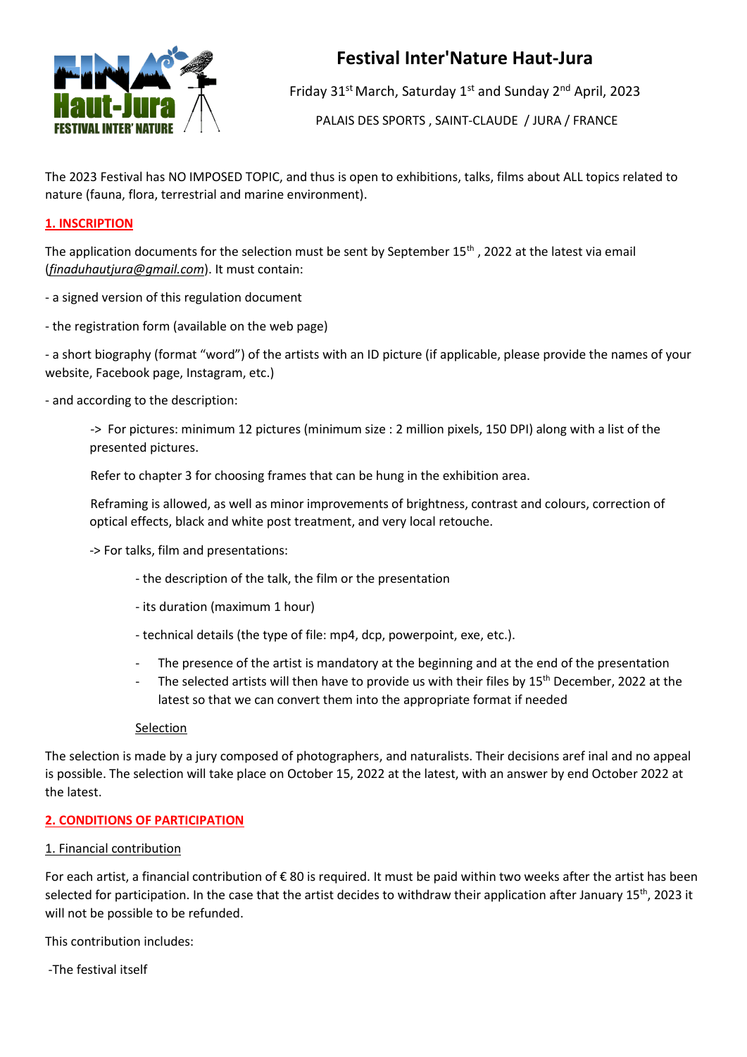# Festival Inter'Nature Haut-Jura

Friday 31st March, Saturday 1st and Sunday 2nd April, 2023

PALAIS DES SPORTS , SAINT-CLAUDE / JURA / FRANCE

The 2023 Festival has NO IMPOSED TOPIC, and thus is open to exhibitions, talks, films about ALL topics related to nature (fauna, flora, terrestrial and marine environment).

## 1. INSCRIPTION

The application documents for the selection must be sent by September 15th , 2022 at the latest via email (*finaduhautjura@gmail.com*). It must contain:

- a signed version of this regulation document

- the registration form (available on the web page)

- a short biography (format "word") of the artists with an ID picture (if applicable, please provide the names of your website, Facebook page, Instagram, etc.)

- and according to the description:

-> For pictures: minimum 12 pictures (minimum size : 2 million pixels, 150 DPI) along with a list of the presented pictures.

Refer to chapter 3 for choosing frames that can be hung in the exhibition area.

Reframing is allowed, as well as minor improvements of brightness, contrast and colours, correction of optical effects, black and white post treatment, and very local retouche.

-> For talks, film and presentations:

- the description of the talk, the film or the presentation
- its duration (maximum 1 hour)
- technical details (the type of file: mp4, dcp, powerpoint, exe, etc.).
- The presence of the artist is mandatory at the beginning and at the end of the presentation
- The selected artists will then have to provide us with their files by 15th December, 2022 at the latest so that we can convert them into the appropriate format if needed

Selection

The selection is made by a jury composed of photographers, and naturalists. Their decisions aref inal and no appeal is possible. The selection will take place on October 15, 2022 at the latest, with an answer by end October 2022 at the latest.

## 2. CONDITIONS OF PARTICIPATION

### 1. Financial contribution

For each artist, a financial contribution of € 80 is required. It must be paid within two weeks after the artist has been selected for participation. In the case that the artist decides to withdraw their application after January 15th, 2023 it will not be possible to be refunded.

This contribution includes:

-The festival itself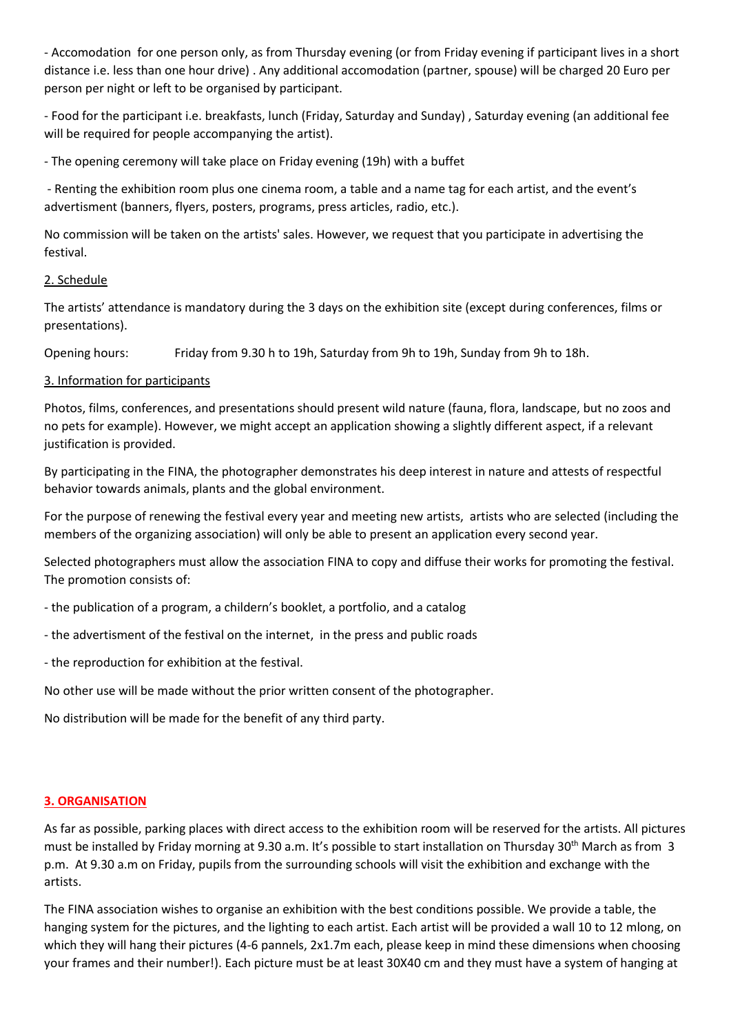- Accomodation  for one person only, as from Thursday evening (or from Friday evening if participant lives in a short distance i.e. less than one hour drive) . Any additional accomodation (partner, spouse) will be charged 20 Euro per person per night or left to be organised by participant.

- Food for the participant i.e. breakfasts, lunch (Friday, Saturday and Sunday) , Saturday evening (an additional fee will be required for people accompanying the artist).

- The opening ceremony will take place on Friday evening (19h) with a buffet

- Renting the exhibition room plus one cinema room, a table and a name tag for each artist, and the event's advertisment (banners, flyers, posters, programs, press articles, radio, etc.).

No commission will be taken on the artists' sales. However, we request that you participate in advertising the festival.

2. Schedule

The artists' attendance is mandatory during the 3 days on the exhibition site (except during conferences, films or presentations).

Opening hours: Friday from 9.30 h to 19h, Saturday from 9h to 19h, Sunday from 9h to 18h.

3. Information for participants

Photos, films, conferences, and presentations should present wild nature (fauna, flora, landscape, but no zoos and no pets for example). However, we might accept an application showing a slightly different aspect, if a relevant justification is provided.

By participating in the FINA, the photographer demonstrates his deep interest in nature and attests of respectful behavior towards animals, plants and the global environment.

For the purpose of renewing the festival every year and meeting new artists,  artists who are selected (including the members of the organizing association) will only be able to present an application every second year.

Selected photographers must allow the association FINA to copy and diffuse their works for promoting the festival. The promotion consists of:

- the publication of a program, a childern's booklet, a portfolio, and a catalog

- the advertisment of the festival on the internet,  in the press and public roads

- the reproduction for exhibition at the festival.

No other use will be made without the prior written consent of the photographer.

No distribution will be made for the benefit of any third party.

## 3. ORGANISATION

As far as possible, parking places with direct access to the exhibition room will be reserved for the artists. All pictures must be installed by Friday morning at 9.30 a.m. It's possible to start installation on Thursday 30th March as from 3 p.m. At 9.30 a.m on Friday, pupils from the surrounding schools will visit the exhibition and exchange with the artists.

The FINA association wishes to organise an exhibition with the best conditions possible. We provide a table, the hanging system for the pictures, and the lighting to each artist. Each artist will be provided a wall 10 to 12 mlong, on which they will hang their pictures (4-6 pannels, 2x1.7m each, please keep in mind these dimensions when choosing your frames and their number!). Each picture must be at least 30X40 cm and they must have a system of hanging at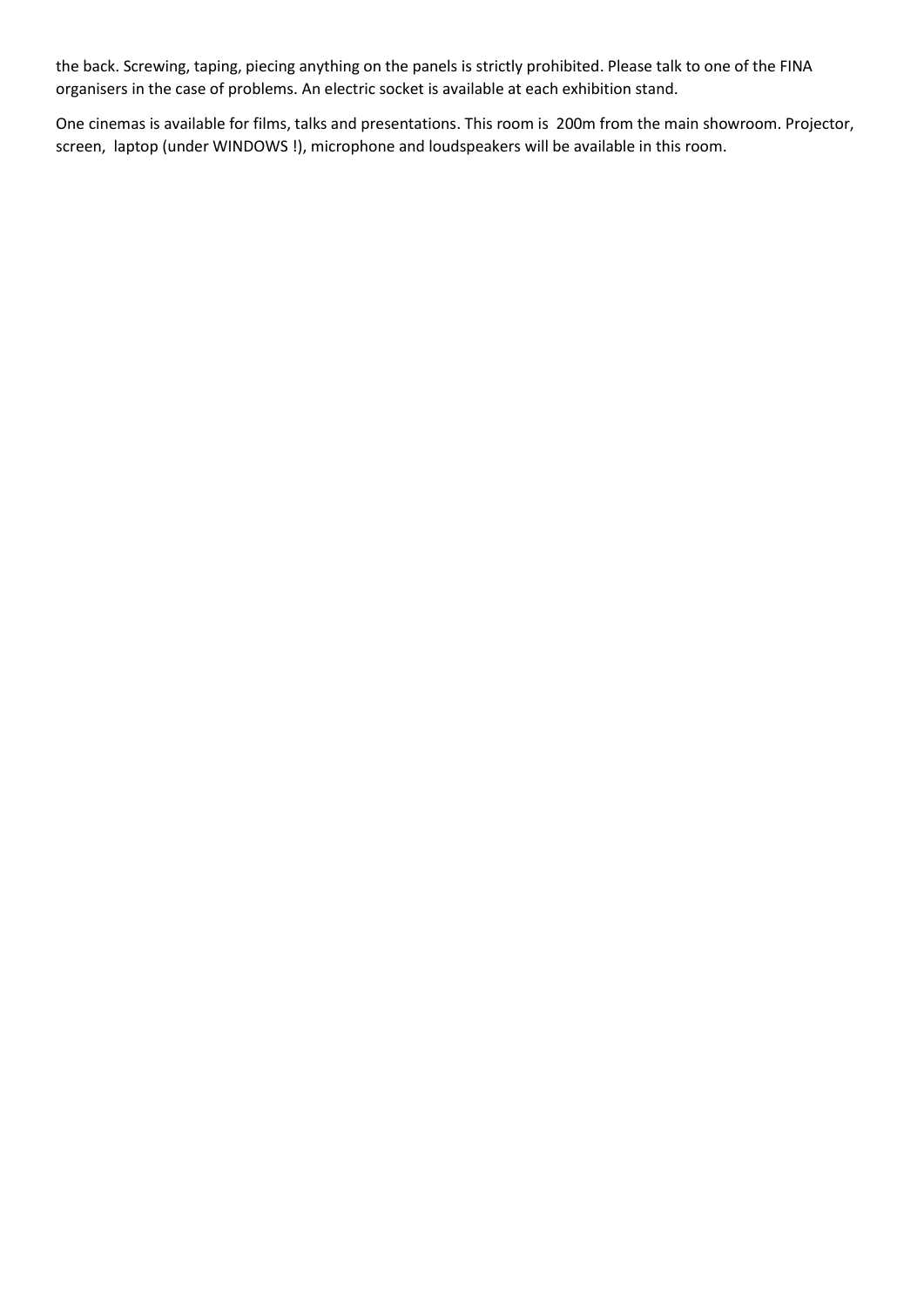the back. Screwing, taping, piecing anything on the panels is strictly prohibited. Please talk to one of the FINA organisers in the case of problems. An electric socket is available at each exhibition stand.

One cinemas is available for films, talks and presentations. This room is 200m from the main showroom. Projector, screen, laptop (under WINDOWS !), microphone and loudspeakers will be available in this room.